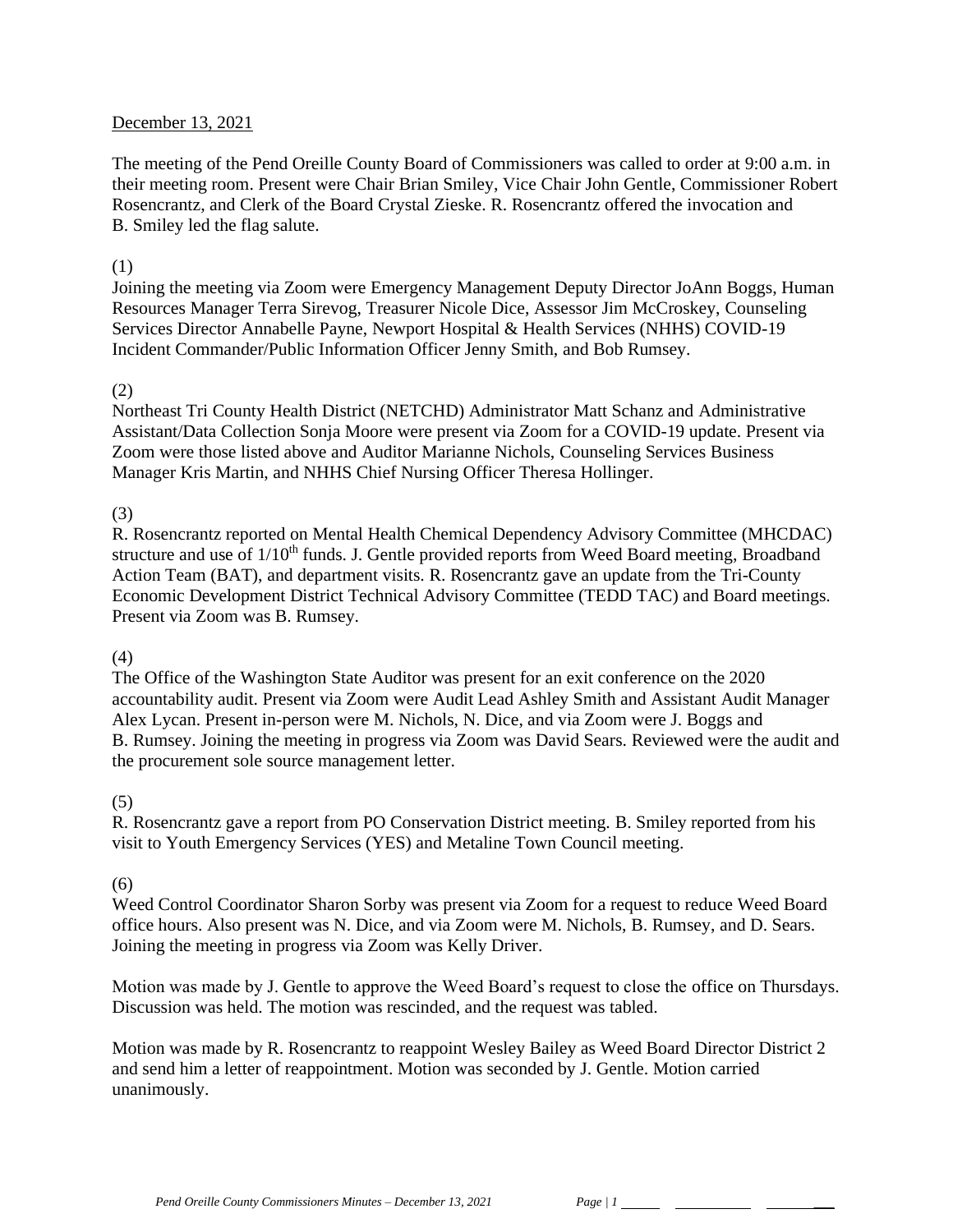December 13, 2021

The meeting of the Pend Oreille County Board of Commissioners was called to order at 9:00 a.m. in their meeting room. Present were Chair Brian Smiley, Vice Chair John Gentle, Commissioner Robert Rosencrantz, and Clerk of the Board Crystal Zieske. R. Rosencrantz offered the invocation and B. Smiley led the flag salute.

(1)
Joining the meeting via Zoom were Emergency Management Deputy Director JoAnn Boggs, Human Resources Manager Terra Sirevog, Treasurer Nicole Dice, Assessor Jim McCroskey, Counseling Services Director Annabelle Payne, Newport Hospital & Health Services (NHHS) COVID-19 Incident Commander/Public Information Officer Jenny Smith, and Bob Rumsey.

(2)
Northeast Tri County Health District (NETCHD) Administrator Matt Schanz and Administrative Assistant/Data Collection Sonja Moore were present via Zoom for a COVID-19 update. Present via Zoom were those listed above and Auditor Marianne Nichols, Counseling Services Business Manager Kris Martin, and NHHS Chief Nursing Officer Theresa Hollinger.

(3)
R. Rosencrantz reported on Mental Health Chemical Dependency Advisory Committee (MHCDAC) structure and use of 1/10th funds. J. Gentle provided reports from Weed Board meeting, Broadband Action Team (BAT), and department visits. R. Rosencrantz gave an update from the Tri-County Economic Development District Technical Advisory Committee (TEDD TAC) and Board meetings. Present via Zoom was B. Rumsey.

(4)
The Office of the Washington State Auditor was present for an exit conference on the 2020 accountability audit. Present via Zoom were Audit Lead Ashley Smith and Assistant Audit Manager Alex Lycan. Present in-person were M. Nichols, N. Dice, and via Zoom were J. Boggs and B. Rumsey. Joining the meeting in progress via Zoom was David Sears. Reviewed were the audit and the procurement sole source management letter.

(5)
R. Rosencrantz gave a report from PO Conservation District meeting. B. Smiley reported from his visit to Youth Emergency Services (YES) and Metaline Town Council meeting.

(6)
Weed Control Coordinator Sharon Sorby was present via Zoom for a request to reduce Weed Board office hours. Also present was N. Dice, and via Zoom were M. Nichols, B. Rumsey, and D. Sears. Joining the meeting in progress via Zoom was Kelly Driver.

Motion was made by J. Gentle to approve the Weed Board's request to close the office on Thursdays. Discussion was held. The motion was rescinded, and the request was tabled.

Motion was made by R. Rosencrantz to reappoint Wesley Bailey as Weed Board Director District 2 and send him a letter of reappointment. Motion was seconded by J. Gentle. Motion carried unanimously.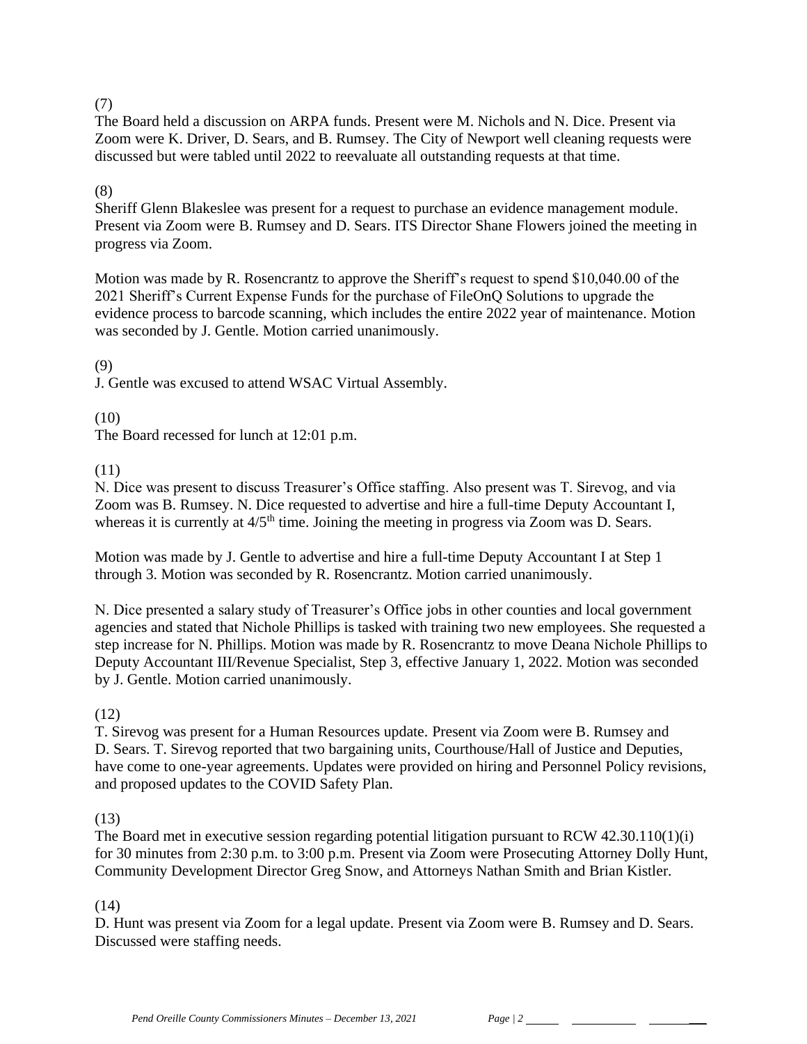(7)

The Board held a discussion on ARPA funds. Present were M. Nichols and N. Dice. Present via Zoom were K. Driver, D. Sears, and B. Rumsey. The City of Newport well cleaning requests were discussed but were tabled until 2022 to reevaluate all outstanding requests at that time.

(8)

Sheriff Glenn Blakeslee was present for a request to purchase an evidence management module. Present via Zoom were B. Rumsey and D. Sears. ITS Director Shane Flowers joined the meeting in progress via Zoom.

Motion was made by R. Rosencrantz to approve the Sheriff's request to spend $10,040.00 of the 2021 Sheriff's Current Expense Funds for the purchase of FileOnQ Solutions to upgrade the evidence process to barcode scanning, which includes the entire 2022 year of maintenance. Motion was seconded by J. Gentle. Motion carried unanimously.

(9)

J. Gentle was excused to attend WSAC Virtual Assembly.

(10)

The Board recessed for lunch at 12:01 p.m.

(11)

N. Dice was present to discuss Treasurer's Office staffing. Also present was T. Sirevog, and via Zoom was B. Rumsey. N. Dice requested to advertise and hire a full-time Deputy Accountant I, whereas it is currently at 4/5th time. Joining the meeting in progress via Zoom was D. Sears.

Motion was made by J. Gentle to advertise and hire a full-time Deputy Accountant I at Step 1 through 3. Motion was seconded by R. Rosencrantz. Motion carried unanimously.

N. Dice presented a salary study of Treasurer's Office jobs in other counties and local government agencies and stated that Nichole Phillips is tasked with training two new employees. She requested a step increase for N. Phillips. Motion was made by R. Rosencrantz to move Deana Nichole Phillips to Deputy Accountant III/Revenue Specialist, Step 3, effective January 1, 2022. Motion was seconded by J. Gentle. Motion carried unanimously.

(12)

T. Sirevog was present for a Human Resources update. Present via Zoom were B. Rumsey and D. Sears. T. Sirevog reported that two bargaining units, Courthouse/Hall of Justice and Deputies, have come to one-year agreements. Updates were provided on hiring and Personnel Policy revisions, and proposed updates to the COVID Safety Plan.

(13)

The Board met in executive session regarding potential litigation pursuant to RCW 42.30.110(1)(i) for 30 minutes from 2:30 p.m. to 3:00 p.m. Present via Zoom were Prosecuting Attorney Dolly Hunt, Community Development Director Greg Snow, and Attorneys Nathan Smith and Brian Kistler.

(14)

D. Hunt was present via Zoom for a legal update. Present via Zoom were B. Rumsey and D. Sears. Discussed were staffing needs.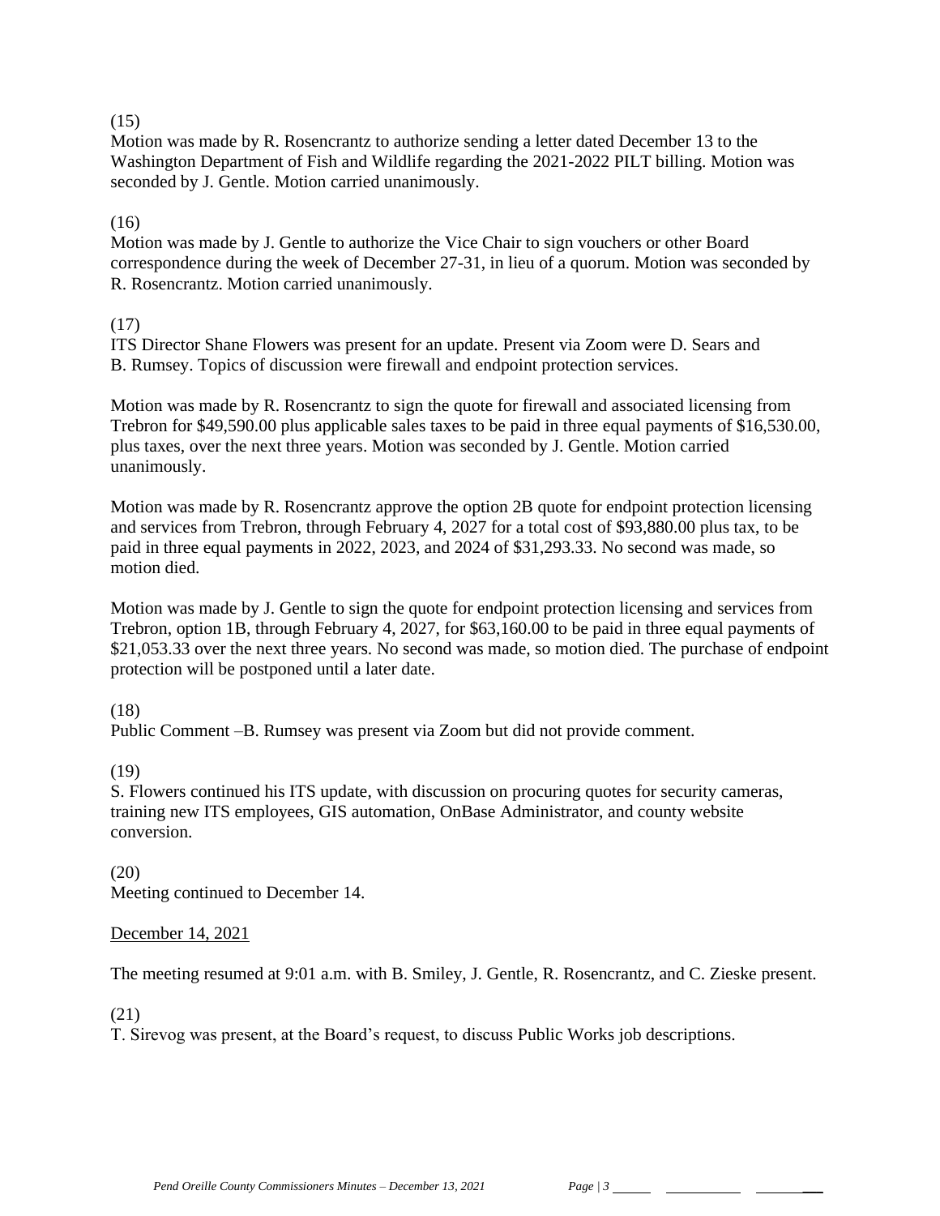(15)
Motion was made by R. Rosencrantz to authorize sending a letter dated December 13 to the Washington Department of Fish and Wildlife regarding the 2021-2022 PILT billing. Motion was seconded by J. Gentle. Motion carried unanimously.

(16)
Motion was made by J. Gentle to authorize the Vice Chair to sign vouchers or other Board correspondence during the week of December 27-31, in lieu of a quorum. Motion was seconded by R. Rosencrantz. Motion carried unanimously.

(17)
ITS Director Shane Flowers was present for an update. Present via Zoom were D. Sears and B. Rumsey. Topics of discussion were firewall and endpoint protection services.

Motion was made by R. Rosencrantz to sign the quote for firewall and associated licensing from Trebron for $49,590.00 plus applicable sales taxes to be paid in three equal payments of $16,530.00, plus taxes, over the next three years. Motion was seconded by J. Gentle. Motion carried unanimously.

Motion was made by R. Rosencrantz approve the option 2B quote for endpoint protection licensing and services from Trebron, through February 4, 2027 for a total cost of $93,880.00 plus tax, to be paid in three equal payments in 2022, 2023, and 2024 of $31,293.33. No second was made, so motion died.

Motion was made by J. Gentle to sign the quote for endpoint protection licensing and services from Trebron, option 1B, through February 4, 2027, for $63,160.00 to be paid in three equal payments of $21,053.33 over the next three years. No second was made, so motion died. The purchase of endpoint protection will be postponed until a later date.

(18)
Public Comment –B. Rumsey was present via Zoom but did not provide comment.

(19)
S. Flowers continued his ITS update, with discussion on procuring quotes for security cameras, training new ITS employees, GIS automation, OnBase Administrator, and county website conversion.

(20)
Meeting continued to December 14.

December 14, 2021

The meeting resumed at 9:01 a.m. with B. Smiley, J. Gentle, R. Rosencrantz, and C. Zieske present.

(21)
T. Sirevog was present, at the Board's request, to discuss Public Works job descriptions.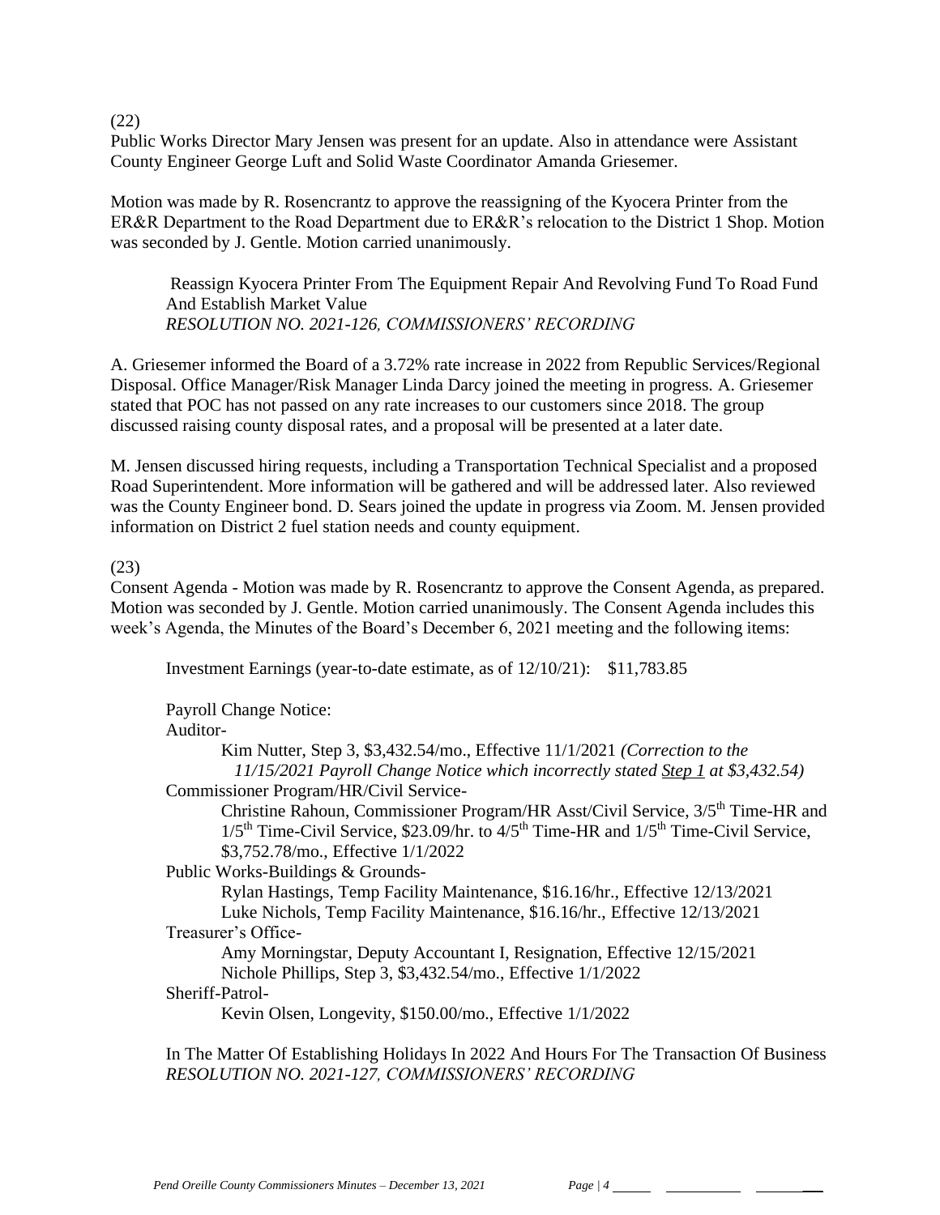(22)

Public Works Director Mary Jensen was present for an update. Also in attendance were Assistant County Engineer George Luft and Solid Waste Coordinator Amanda Griesemer.

Motion was made by R. Rosencrantz to approve the reassigning of the Kyocera Printer from the ER&R Department to the Road Department due to ER&R's relocation to the District 1 Shop. Motion was seconded by J. Gentle. Motion carried unanimously.

> Reassign Kyocera Printer From The Equipment Repair And Revolving Fund To Road Fund And Establish Market Value
> *RESOLUTION NO. 2021-126, COMMISSIONERS' RECORDING*

A. Griesemer informed the Board of a 3.72% rate increase in 2022 from Republic Services/Regional Disposal. Office Manager/Risk Manager Linda Darcy joined the meeting in progress. A. Griesemer stated that POC has not passed on any rate increases to our customers since 2018. The group discussed raising county disposal rates, and a proposal will be presented at a later date.

M. Jensen discussed hiring requests, including a Transportation Technical Specialist and a proposed Road Superintendent. More information will be gathered and will be addressed later. Also reviewed was the County Engineer bond. D. Sears joined the update in progress via Zoom. M. Jensen provided information on District 2 fuel station needs and county equipment.

(23)

Consent Agenda - Motion was made by R. Rosencrantz to approve the Consent Agenda, as prepared. Motion was seconded by J. Gentle. Motion carried unanimously. The Consent Agenda includes this week's Agenda, the Minutes of the Board's December 6, 2021 meeting and the following items:

> Investment Earnings (year-to-date estimate, as of 12/10/21): $11,783.85
>
> Payroll Change Notice:
>
> Auditor-
>
> > Kim Nutter, Step 3, $3,432.54/mo., Effective 11/1/2021 *(Correction to the 11/15/2021 Payroll Change Notice which incorrectly stated Step 1 at $3,432.54)*
>
> Commissioner Program/HR/Civil Service-
>
> > Christine Rahoun, Commissioner Program/HR Asst/Civil Service, 3/5th Time-HR and 1/5th Time-Civil Service, $23.09/hr. to 4/5th Time-HR and 1/5th Time-Civil Service, $3,752.78/mo., Effective 1/1/2022
>
> Public Works-Buildings & Grounds-
>
> > Rylan Hastings, Temp Facility Maintenance, $16.16/hr., Effective 12/13/2021
> > Luke Nichols, Temp Facility Maintenance, $16.16/hr., Effective 12/13/2021
>
> Treasurer's Office-
>
> > Amy Morningstar, Deputy Accountant I, Resignation, Effective 12/15/2021
> > Nichole Phillips, Step 3, $3,432.54/mo., Effective 1/1/2022
>
> Sheriff-Patrol-
>
> > Kevin Olsen, Longevity, $150.00/mo., Effective 1/1/2022
>
> In The Matter Of Establishing Holidays In 2022 And Hours For The Transaction Of Business
> *RESOLUTION NO. 2021-127, COMMISSIONERS' RECORDING*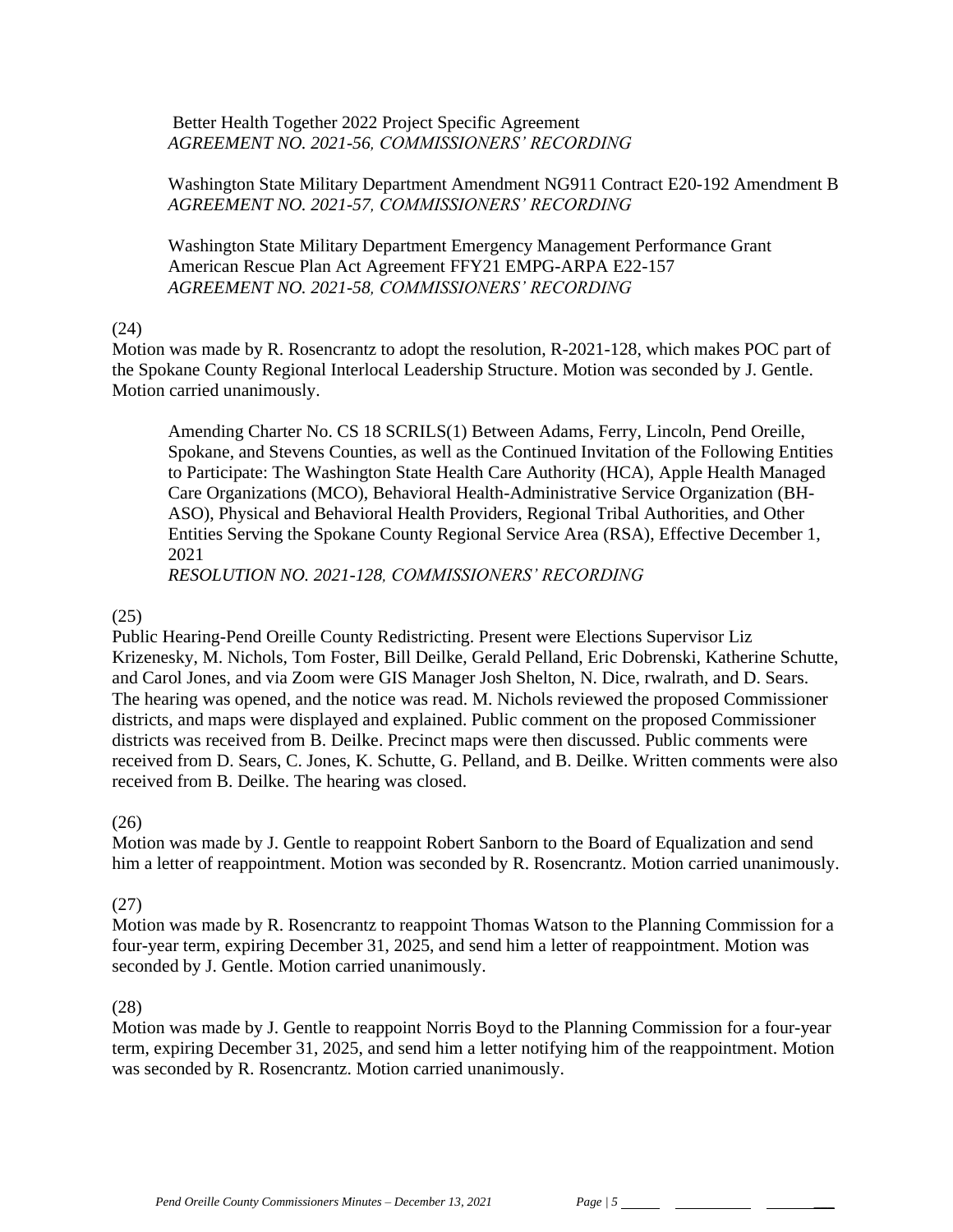Better Health Together 2022 Project Specific Agreement
*AGREEMENT NO. 2021-56, COMMISSIONERS' RECORDING*

Washington State Military Department Amendment NG911 Contract E20-192 Amendment B
*AGREEMENT NO. 2021-57, COMMISSIONERS' RECORDING*

Washington State Military Department Emergency Management Performance Grant American Rescue Plan Act Agreement FFY21 EMPG-ARPA E22-157
*AGREEMENT NO. 2021-58, COMMISSIONERS' RECORDING*

(24)
Motion was made by R. Rosencrantz to adopt the resolution, R-2021-128, which makes POC part of the Spokane County Regional Interlocal Leadership Structure. Motion was seconded by J. Gentle. Motion carried unanimously.

Amending Charter No. CS 18 SCRILS(1) Between Adams, Ferry, Lincoln, Pend Oreille, Spokane, and Stevens Counties, as well as the Continued Invitation of the Following Entities to Participate: The Washington State Health Care Authority (HCA), Apple Health Managed Care Organizations (MCO), Behavioral Health-Administrative Service Organization (BH-ASO), Physical and Behavioral Health Providers, Regional Tribal Authorities, and Other Entities Serving the Spokane County Regional Service Area (RSA), Effective December 1, 2021
*RESOLUTION NO. 2021-128, COMMISSIONERS' RECORDING*

(25)
Public Hearing-Pend Oreille County Redistricting. Present were Elections Supervisor Liz Krizenesky, M. Nichols, Tom Foster, Bill Deilke, Gerald Pelland, Eric Dobrenski, Katherine Schutte, and Carol Jones, and via Zoom were GIS Manager Josh Shelton, N. Dice, rwalrath, and D. Sears. The hearing was opened, and the notice was read. M. Nichols reviewed the proposed Commissioner districts, and maps were displayed and explained. Public comment on the proposed Commissioner districts was received from B. Deilke. Precinct maps were then discussed. Public comments were received from D. Sears, C. Jones, K. Schutte, G. Pelland, and B. Deilke. Written comments were also received from B. Deilke. The hearing was closed.

(26)
Motion was made by J. Gentle to reappoint Robert Sanborn to the Board of Equalization and send him a letter of reappointment. Motion was seconded by R. Rosencrantz. Motion carried unanimously.

(27)
Motion was made by R. Rosencrantz to reappoint Thomas Watson to the Planning Commission for a four-year term, expiring December 31, 2025, and send him a letter of reappointment. Motion was seconded by J. Gentle. Motion carried unanimously.

(28)
Motion was made by J. Gentle to reappoint Norris Boyd to the Planning Commission for a four-year term, expiring December 31, 2025, and send him a letter notifying him of the reappointment. Motion was seconded by R. Rosencrantz. Motion carried unanimously.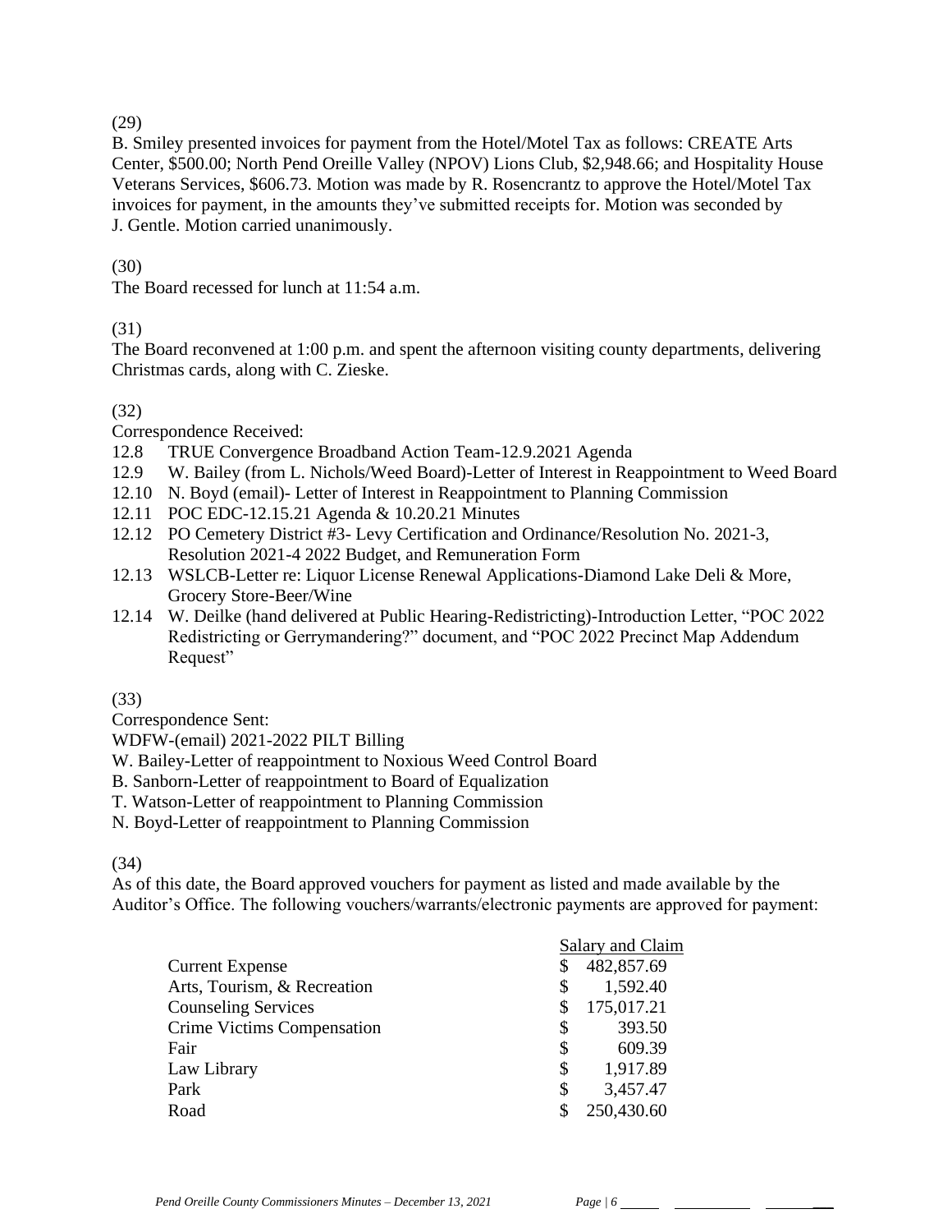(29)

B. Smiley presented invoices for payment from the Hotel/Motel Tax as follows: CREATE Arts Center, $500.00; North Pend Oreille Valley (NPOV) Lions Club, $2,948.66; and Hospitality House Veterans Services, $606.73. Motion was made by R. Rosencrantz to approve the Hotel/Motel Tax invoices for payment, in the amounts they've submitted receipts for. Motion was seconded by J. Gentle. Motion carried unanimously.

(30)

The Board recessed for lunch at 11:54 a.m.

(31)

The Board reconvened at 1:00 p.m. and spent the afternoon visiting county departments, delivering Christmas cards, along with C. Zieske.

(32)

Correspondence Received:

12.8 TRUE Convergence Broadband Action Team-12.9.2021 Agenda
12.9 W. Bailey (from L. Nichols/Weed Board)-Letter of Interest in Reappointment to Weed Board
12.10 N. Boyd (email)- Letter of Interest in Reappointment to Planning Commission
12.11 POC EDC-12.15.21 Agenda & 10.20.21 Minutes
12.12 PO Cemetery District #3- Levy Certification and Ordinance/Resolution No. 2021-3, Resolution 2021-4 2022 Budget, and Remuneration Form
12.13 WSLCB-Letter re: Liquor License Renewal Applications-Diamond Lake Deli & More, Grocery Store-Beer/Wine
12.14 W. Deilke (hand delivered at Public Hearing-Redistricting)-Introduction Letter, "POC 2022 Redistricting or Gerrymandering?" document, and "POC 2022 Precinct Map Addendum Request"

(33)

Correspondence Sent:

WDFW-(email) 2021-2022 PILT Billing
W. Bailey-Letter of reappointment to Noxious Weed Control Board
B. Sanborn-Letter of reappointment to Board of Equalization
T. Watson-Letter of reappointment to Planning Commission
N. Boyd-Letter of reappointment to Planning Commission

(34)

As of this date, the Board approved vouchers for payment as listed and made available by the Auditor's Office. The following vouchers/warrants/electronic payments are approved for payment:

| | Salary and Claim |
|---|---|
| Current Expense | $ 482,857.69 |
| Arts, Tourism, & Recreation | $ 1,592.40 |
| Counseling Services | $ 175,017.21 |
| Crime Victims Compensation | $ 393.50 |
| Fair | $ 609.39 |
| Law Library | $ 1,917.89 |
| Park | $ 3,457.47 |
| Road | $ 250,430.60 |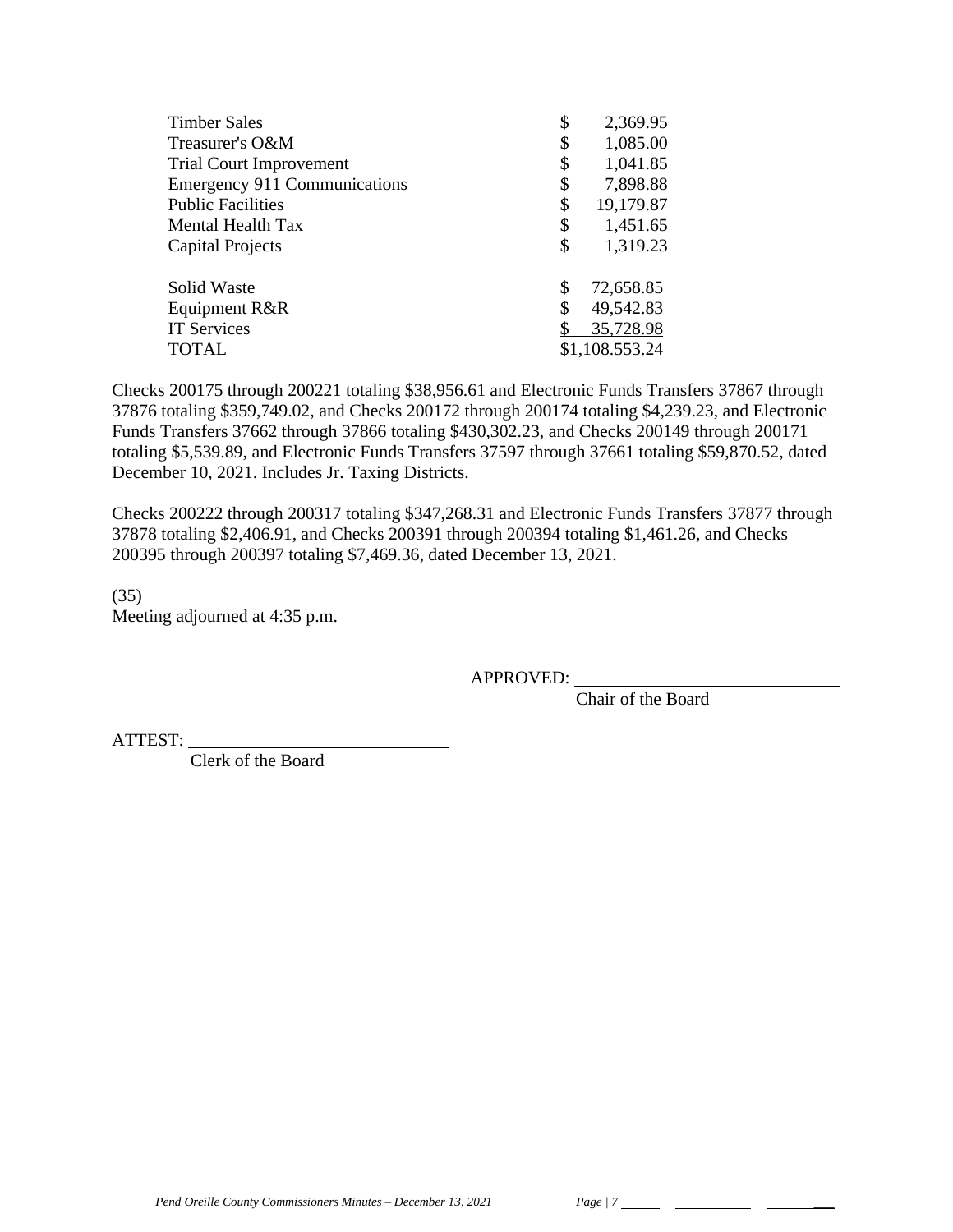| | |
|---|---|
| Timber Sales | $ 2,369.95 |
| Treasurer's O&M | $ 1,085.00 |
| Trial Court Improvement | $ 1,041.85 |
| Emergency 911 Communications | $ 7,898.88 |
| Public Facilities | $ 19,179.87 |
| Mental Health Tax | $ 1,451.65 |
| Capital Projects | $ 1,319.23 |
| Solid Waste | $ 72,658.85 |
| Equipment R&R | $ 49,542.83 |
| IT Services | $ 35,728.98 |
| TOTAL | $1,108.553.24 |

Checks 200175 through 200221 totaling $38,956.61 and Electronic Funds Transfers 37867 through 37876 totaling $359,749.02, and Checks 200172 through 200174 totaling $4,239.23, and Electronic Funds Transfers 37662 through 37866 totaling $430,302.23, and Checks 200149 through 200171 totaling $5,539.89, and Electronic Funds Transfers 37597 through 37661 totaling $59,870.52, dated December 10, 2021. Includes Jr. Taxing Districts.

Checks 200222 through 200317 totaling $347,268.31 and Electronic Funds Transfers 37877 through 37878 totaling $2,406.91, and Checks 200391 through 200394 totaling $1,461.26, and Checks 200395 through 200397 totaling $7,469.36, dated December 13, 2021.

(35)
Meeting adjourned at 4:35 p.m.

APPROVED: ______________________________
Chair of the Board

ATTEST: ______________________________
Clerk of the Board